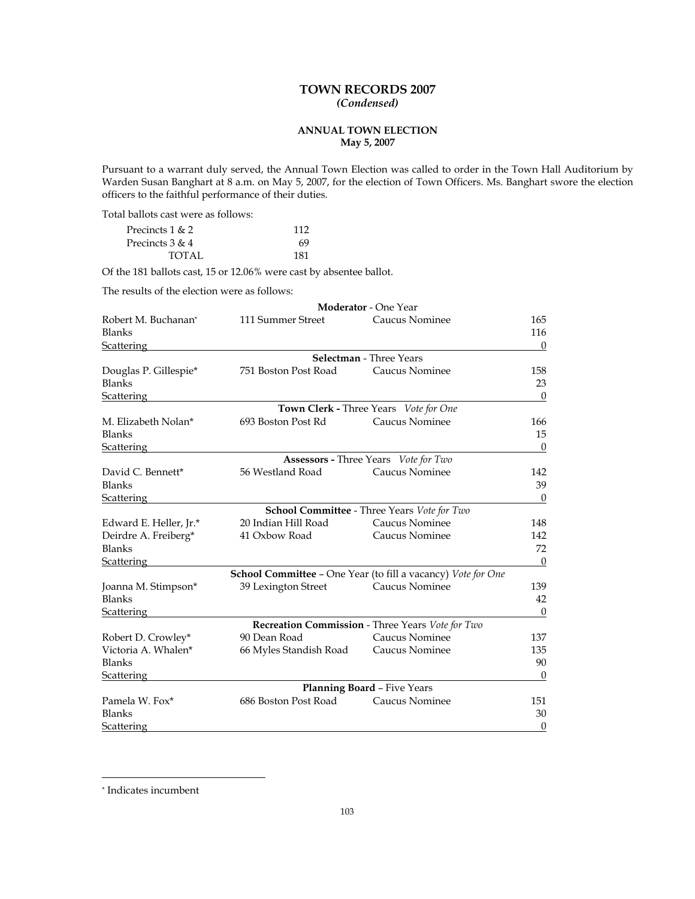# TOWN RECORDS 2007
## *(Condensed)*

### ANNUAL TOWN ELECTION
### May 5, 2007

Pursuant to a warrant duly served, the Annual Town Election was called to order in the Town Hall Auditorium by Warden Susan Banghart at 8 a.m. on May 5, 2007, for the election of Town Officers. Ms. Banghart swore the election officers to the faithful performance of their duties.

Total ballots cast were as follows:

| | |
|---|---|
| Precincts 1 & 2 | 112 |
| Precincts 3 & 4 | 69 |
| TOTAL | 181 |

Of the 181 ballots cast, 15 or 12.06% were cast by absentee ballot.

The results of the election were as follows:

| | | | |
|---|---|---|---|
| | **Moderator** - One Year | | |
| Robert M. Buchanan* | 111 Summer Street | Caucus Nominee | 165 |
| Blanks | | | 116 |
| Scattering | | | 0 |
| | **Selectman** - Three Years | | |
| Douglas P. Gillespie* | 751 Boston Post Road | Caucus Nominee | 158 |
| Blanks | | | 23 |
| Scattering | | | 0 |
| | **Town Clerk -** Three Years *Vote for One* | | |
| M. Elizabeth Nolan* | 693 Boston Post Rd | Caucus Nominee | 166 |
| Blanks | | | 15 |
| Scattering | | | 0 |
| | **Assessors -** Three Years *Vote for Two* | | |
| David C. Bennett* | 56 Westland Road | Caucus Nominee | 142 |
| Blanks | | | 39 |
| Scattering | | | 0 |
| | **School Committee** - Three Years *Vote for Two* | | |
| Edward E. Heller, Jr.* | 20 Indian Hill Road | Caucus Nominee | 148 |
| Deirdre A. Freiberg* | 41 Oxbow Road | Caucus Nominee | 142 |
| Blanks | | | 72 |
| Scattering | | | 0 |
| | **School Committee** – One Year (to fill a vacancy) *Vote for One* | | |
| Joanna M. Stimpson* | 39 Lexington Street | Caucus Nominee | 139 |
| Blanks | | | 42 |
| Scattering | | | 0 |
| | **Recreation Commission** - Three Years *Vote for Two* | | |
| Robert D. Crowley* | 90 Dean Road | Caucus Nominee | 137 |
| Victoria A. Whalen* | 66 Myles Standish Road | Caucus Nominee | 135 |
| Blanks | | | 90 |
| Scattering | | | 0 |
| | **Planning Board** – Five Years | | |
| Pamela W. Fox* | 686 Boston Post Road | Caucus Nominee | 151 |
| Blanks | | | 30 |
| Scattering | | | 0 |

* Indicates incumbent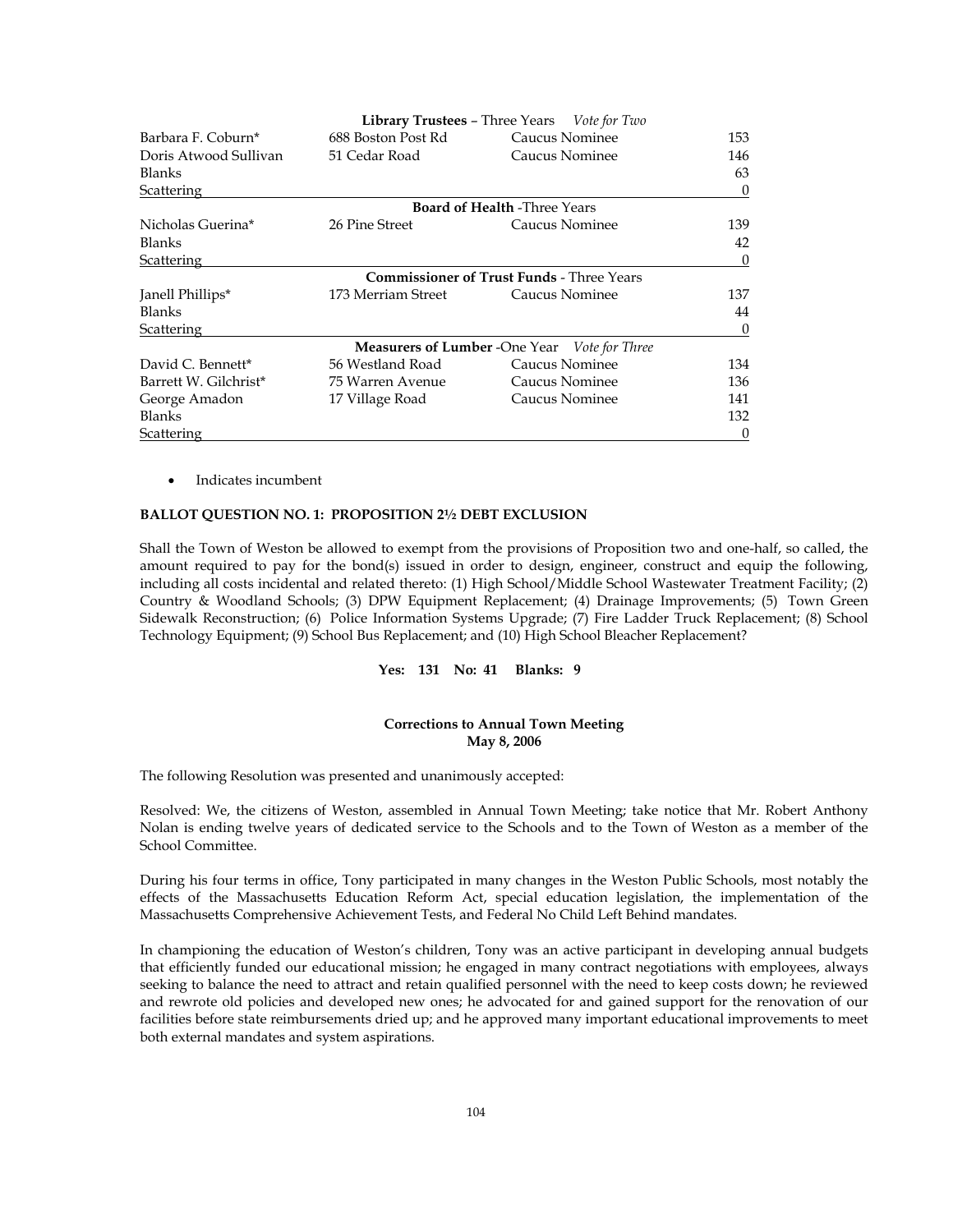| | | | |
|---|---|---|---|
| | **Library Trustees** – Three Years *Vote for Two* | | |
| Barbara F. Coburn* | 688 Boston Post Rd | Caucus Nominee | 153 |
| Doris Atwood Sullivan | 51 Cedar Road | Caucus Nominee | 146 |
| Blanks | | | 63 |
| Scattering | | | 0 |
| | **Board of Health** -Three Years | | |
| Nicholas Guerina* | 26 Pine Street | Caucus Nominee | 139 |
| Blanks | | | 42 |
| Scattering | | | 0 |
| | **Commissioner of Trust Funds** - Three Years | | |
| Janell Phillips* | 173 Merriam Street | Caucus Nominee | 137 |
| Blanks | | | 44 |
| Scattering | | | 0 |
| | **Measurers of Lumber** -One Year *Vote for Three* | | |
| David C. Bennett* | 56 Westland Road | Caucus Nominee | 134 |
| Barrett W. Gilchrist* | 75 Warren Avenue | Caucus Nominee | 136 |
| George Amadon | 17 Village Road | Caucus Nominee | 141 |
| Blanks | | | 132 |
| Scattering | | | 0 |

- Indicates incumbent

**BALLOT QUESTION NO. 1: PROPOSITION 2½ DEBT EXCLUSION**

Shall the Town of Weston be allowed to exempt from the provisions of Proposition two and one-half, so called, the amount required to pay for the bond(s) issued in order to design, engineer, construct and equip the following, including all costs incidental and related thereto: (1) High School/Middle School Wastewater Treatment Facility; (2) Country & Woodland Schools; (3) DPW Equipment Replacement; (4) Drainage Improvements; (5) Town Green Sidewalk Reconstruction; (6) Police Information Systems Upgrade; (7) Fire Ladder Truck Replacement; (8) School Technology Equipment; (9) School Bus Replacement; and (10) High School Bleacher Replacement?

**Yes: 131 No: 41 Blanks: 9**

**Corrections to Annual Town Meeting**
**May 8, 2006**

The following Resolution was presented and unanimously accepted:

Resolved: We, the citizens of Weston, assembled in Annual Town Meeting; take notice that Mr. Robert Anthony Nolan is ending twelve years of dedicated service to the Schools and to the Town of Weston as a member of the School Committee.

During his four terms in office, Tony participated in many changes in the Weston Public Schools, most notably the effects of the Massachusetts Education Reform Act, special education legislation, the implementation of the Massachusetts Comprehensive Achievement Tests, and Federal No Child Left Behind mandates.

In championing the education of Weston's children, Tony was an active participant in developing annual budgets that efficiently funded our educational mission; he engaged in many contract negotiations with employees, always seeking to balance the need to attract and retain qualified personnel with the need to keep costs down; he reviewed and rewrote old policies and developed new ones; he advocated for and gained support for the renovation of our facilities before state reimbursements dried up; and he approved many important educational improvements to meet both external mandates and system aspirations.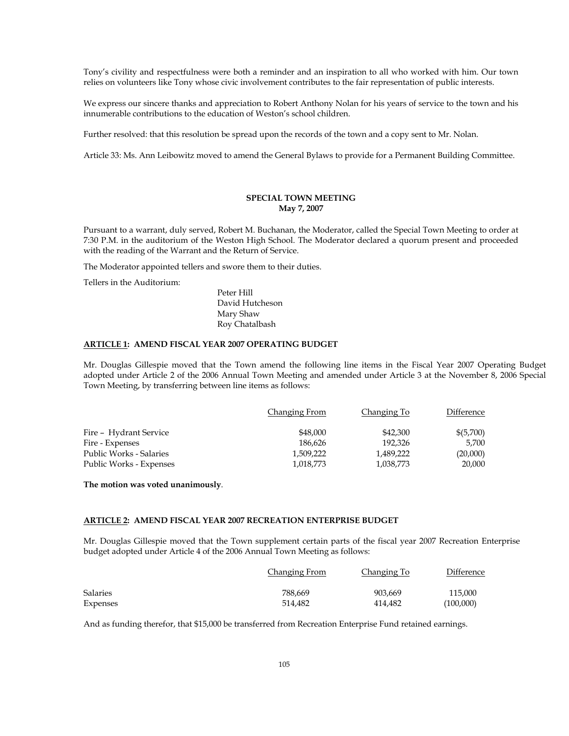Tony's civility and respectfulness were both a reminder and an inspiration to all who worked with him. Our town relies on volunteers like Tony whose civic involvement contributes to the fair representation of public interests.

We express our sincere thanks and appreciation to Robert Anthony Nolan for his years of service to the town and his innumerable contributions to the education of Weston's school children.

Further resolved: that this resolution be spread upon the records of the town and a copy sent to Mr. Nolan.

Article 33: Ms. Ann Leibowitz moved to amend the General Bylaws to provide for a Permanent Building Committee.

## SPECIAL TOWN MEETING
**May 7, 2007**

Pursuant to a warrant, duly served, Robert M. Buchanan, the Moderator, called the Special Town Meeting to order at 7:30 P.M. in the auditorium of the Weston High School. The Moderator declared a quorum present and proceeded with the reading of the Warrant and the Return of Service.

The Moderator appointed tellers and swore them to their duties.

Tellers in the Auditorium:

Peter Hill
David Hutcheson
Mary Shaw
Roy Chatalbash

### ARTICLE 1: AMEND FISCAL YEAR 2007 OPERATING BUDGET

Mr. Douglas Gillespie moved that the Town amend the following line items in the Fiscal Year 2007 Operating Budget adopted under Article 2 of the 2006 Annual Town Meeting and amended under Article 3 at the November 8, 2006 Special Town Meeting, by transferring between line items as follows:

| | Changing From | Changing To | Difference |
|---|---|---|---|
| Fire – Hydrant Service | $48,000 | $42,300 | $(5,700) |
| Fire - Expenses | 186,626 | 192,326 | 5,700 |
| Public Works - Salaries | 1,509,222 | 1,489,222 | (20,000) |
| Public Works - Expenses | 1,018,773 | 1,038,773 | 20,000 |

**The motion was voted unanimously**.

### ARTICLE 2: AMEND FISCAL YEAR 2007 RECREATION ENTERPRISE BUDGET

Mr. Douglas Gillespie moved that the Town supplement certain parts of the fiscal year 2007 Recreation Enterprise budget adopted under Article 4 of the 2006 Annual Town Meeting as follows:

| | Changing From | Changing To | Difference |
|---|---|---|---|
| Salaries | 788,669 | 903,669 | 115,000 |
| Expenses | 514,482 | 414,482 | (100,000) |

And as funding therefor, that $15,000 be transferred from Recreation Enterprise Fund retained earnings.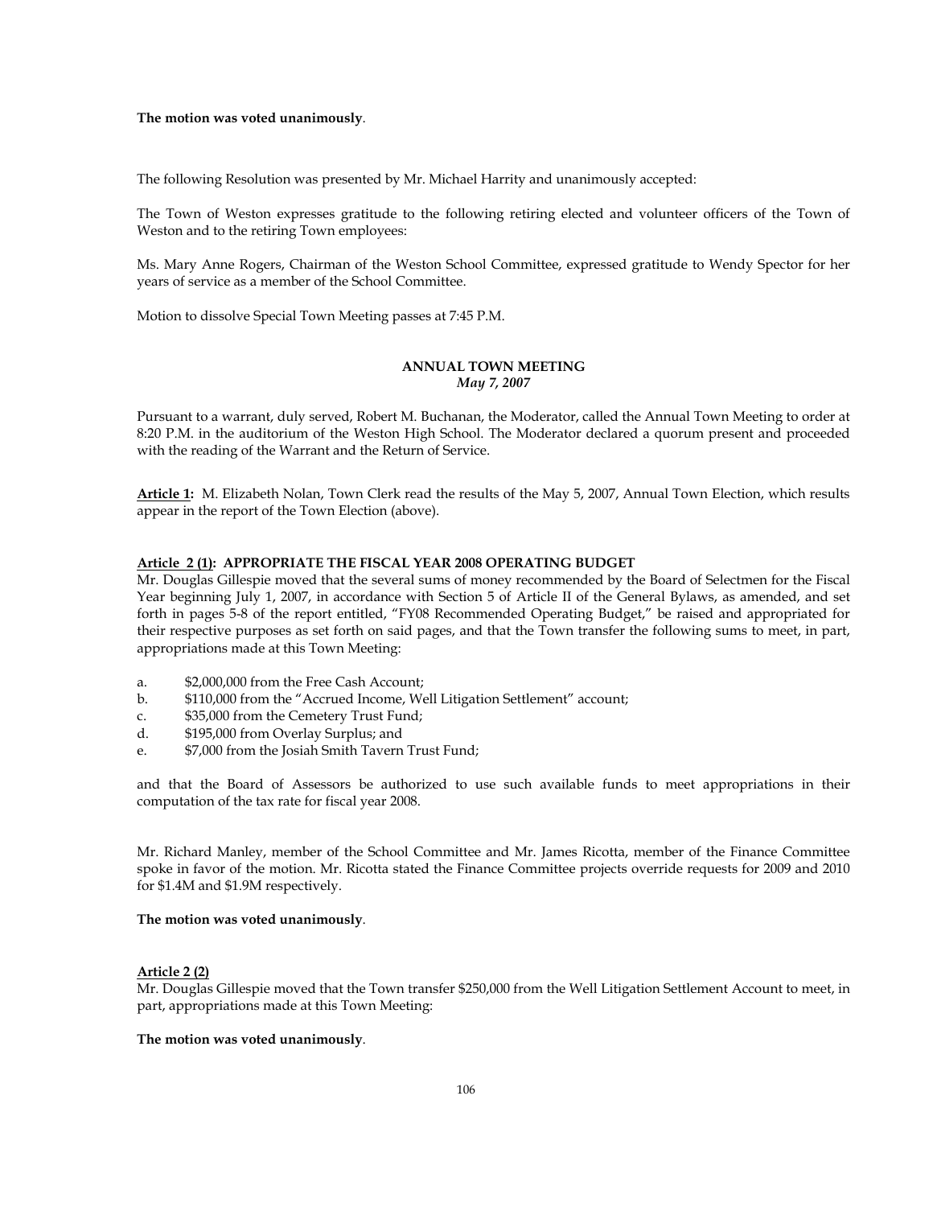**The motion was voted unanimously**.

The following Resolution was presented by Mr. Michael Harrity and unanimously accepted:

The Town of Weston expresses gratitude to the following retiring elected and volunteer officers of the Town of Weston and to the retiring Town employees:

Ms. Mary Anne Rogers, Chairman of the Weston School Committee, expressed gratitude to Wendy Spector for her years of service as a member of the School Committee.

Motion to dissolve Special Town Meeting passes at 7:45 P.M.

## ANNUAL TOWN MEETING
*May 7, 2007*

Pursuant to a warrant, duly served, Robert M. Buchanan, the Moderator, called the Annual Town Meeting to order at 8:20 P.M. in the auditorium of the Weston High School. The Moderator declared a quorum present and proceeded with the reading of the Warrant and the Return of Service.

**Article 1:** M. Elizabeth Nolan, Town Clerk read the results of the May 5, 2007, Annual Town Election, which results appear in the report of the Town Election (above).

**Article 2 (1): APPROPRIATE THE FISCAL YEAR 2008 OPERATING BUDGET**
Mr. Douglas Gillespie moved that the several sums of money recommended by the Board of Selectmen for the Fiscal Year beginning July 1, 2007, in accordance with Section 5 of Article II of the General Bylaws, as amended, and set forth in pages 5-8 of the report entitled, "FY08 Recommended Operating Budget," be raised and appropriated for their respective purposes as set forth on said pages, and that the Town transfer the following sums to meet, in part, appropriations made at this Town Meeting:

a. $2,000,000 from the Free Cash Account;
b. $110,000 from the "Accrued Income, Well Litigation Settlement" account;
c. $35,000 from the Cemetery Trust Fund;
d. $195,000 from Overlay Surplus; and
e. $7,000 from the Josiah Smith Tavern Trust Fund;

and that the Board of Assessors be authorized to use such available funds to meet appropriations in their computation of the tax rate for fiscal year 2008.

Mr. Richard Manley, member of the School Committee and Mr. James Ricotta, member of the Finance Committee spoke in favor of the motion. Mr. Ricotta stated the Finance Committee projects override requests for 2009 and 2010 for $1.4M and $1.9M respectively.

**The motion was voted unanimously**.

**Article 2 (2)**
Mr. Douglas Gillespie moved that the Town transfer $250,000 from the Well Litigation Settlement Account to meet, in part, appropriations made at this Town Meeting:

**The motion was voted unanimously**.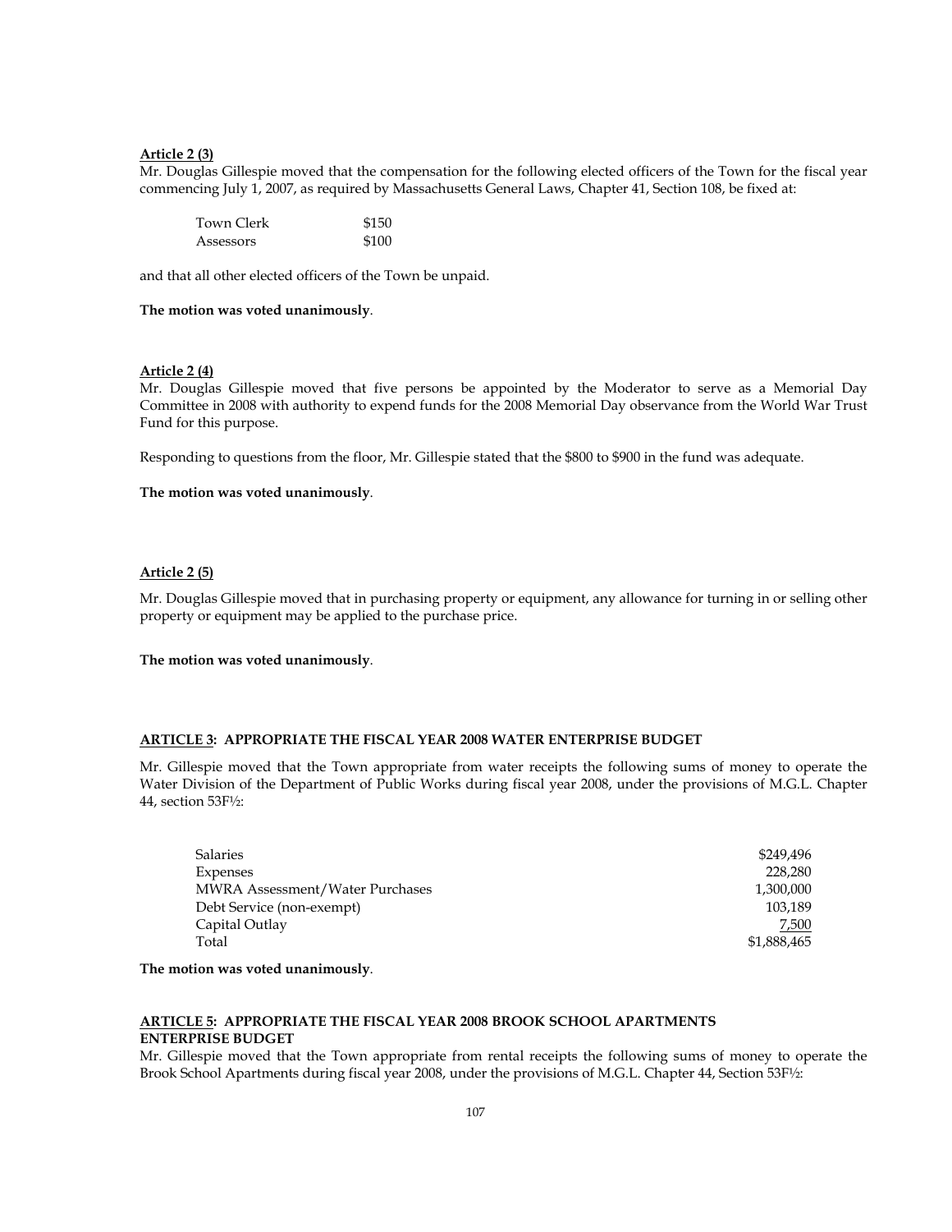**Article 2 (3)**

Mr. Douglas Gillespie moved that the compensation for the following elected officers of the Town for the fiscal year commencing July 1, 2007, as required by Massachusetts General Laws, Chapter 41, Section 108, be fixed at:

| | |
|---|---|
| Town Clerk | $150 |
| Assessors | $100 |

and that all other elected officers of the Town be unpaid.

**The motion was voted unanimously**.

**Article 2 (4)**

Mr. Douglas Gillespie moved that five persons be appointed by the Moderator to serve as a Memorial Day Committee in 2008 with authority to expend funds for the 2008 Memorial Day observance from the World War Trust Fund for this purpose.

Responding to questions from the floor, Mr. Gillespie stated that the $800 to $900 in the fund was adequate.

**The motion was voted unanimously**.

**Article 2 (5)**

Mr. Douglas Gillespie moved that in purchasing property or equipment, any allowance for turning in or selling other property or equipment may be applied to the purchase price.

**The motion was voted unanimously**.

**ARTICLE 3: APPROPRIATE THE FISCAL YEAR 2008 WATER ENTERPRISE BUDGET**

Mr. Gillespie moved that the Town appropriate from water receipts the following sums of money to operate the Water Division of the Department of Public Works during fiscal year 2008, under the provisions of M.G.L. Chapter 44, section 53F½:

| | |
|---|---:|
| Salaries | $249,496 |
| Expenses | 228,280 |
| MWRA Assessment/Water Purchases | 1,300,000 |
| Debt Service (non-exempt) | 103,189 |
| Capital Outlay | 7,500 |
| Total | $1,888,465 |

**The motion was voted unanimously**.

**ARTICLE 5: APPROPRIATE THE FISCAL YEAR 2008 BROOK SCHOOL APARTMENTS ENTERPRISE BUDGET**

Mr. Gillespie moved that the Town appropriate from rental receipts the following sums of money to operate the Brook School Apartments during fiscal year 2008, under the provisions of M.G.L. Chapter 44, Section 53F½: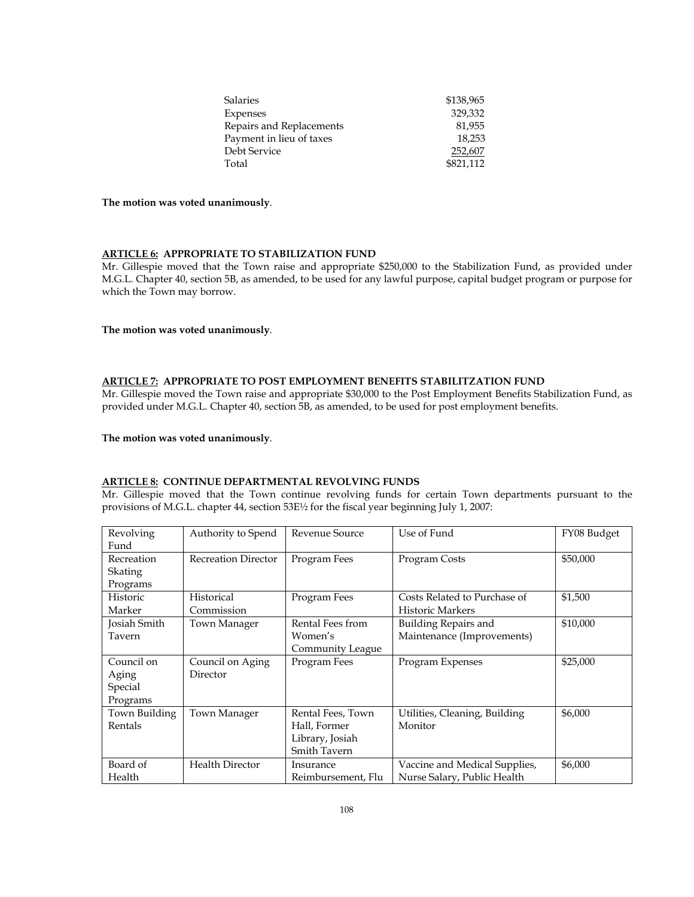| | |
|---|---|
| Salaries | $138,965 |
| Expenses | 329,332 |
| Repairs and Replacements | 81,955 |
| Payment in lieu of taxes | 18,253 |
| Debt Service | 252,607 |
| Total | $821,112 |

**The motion was voted unanimously**.

**ARTICLE 6: APPROPRIATE TO STABILIZATION FUND**

Mr. Gillespie moved that the Town raise and appropriate $250,000 to the Stabilization Fund, as provided under M.G.L. Chapter 40, section 5B, as amended, to be used for any lawful purpose, capital budget program or purpose for which the Town may borrow.

**The motion was voted unanimously**.

**ARTICLE 7: APPROPRIATE TO POST EMPLOYMENT BENEFITS STABILITZATION FUND**

Mr. Gillespie moved the Town raise and appropriate $30,000 to the Post Employment Benefits Stabilization Fund, as provided under M.G.L. Chapter 40, section 5B, as amended, to be used for post employment benefits.

**The motion was voted unanimously**.

**ARTICLE 8: CONTINUE DEPARTMENTAL REVOLVING FUNDS**

Mr. Gillespie moved that the Town continue revolving funds for certain Town departments pursuant to the provisions of M.G.L. chapter 44, section 53E½ for the fiscal year beginning July 1, 2007:

| Revolving Fund | Authority to Spend | Revenue Source | Use of Fund | FY08 Budget |
|---|---|---|---|---|
| Recreation Skating Programs | Recreation Director | Program Fees | Program Costs | $50,000 |
| Historic Marker | Historical Commission | Program Fees | Costs Related to Purchase of Historic Markers | $1,500 |
| Josiah Smith Tavern | Town Manager | Rental Fees from Women's Community League | Building Repairs and Maintenance (Improvements) | $10,000 |
| Council on Aging Special Programs | Council on Aging Director | Program Fees | Program Expenses | $25,000 |
| Town Building Rentals | Town Manager | Rental Fees, Town Hall, Former Library, Josiah Smith Tavern | Utilities, Cleaning, Building Monitor | $6,000 |
| Board of Health | Health Director | Insurance Reimbursement, Flu | Vaccine and Medical Supplies, Nurse Salary, Public Health | $6,000 |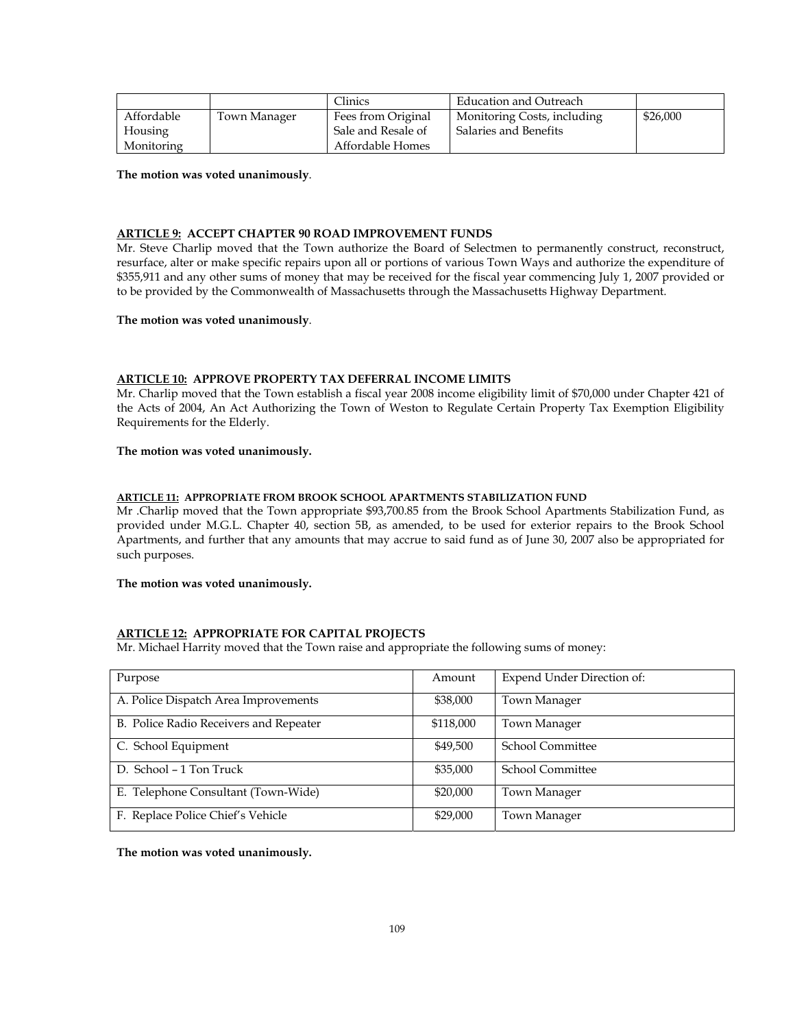| | | Clinics | Education and Outreach | |
|---|---|---|---|---|
| Affordable Housing Monitoring | Town Manager | Fees from Original Sale and Resale of Affordable Homes | Monitoring Costs, including Salaries and Benefits | $26,000 |

**The motion was voted unanimously**.

**ARTICLE 9: ACCEPT CHAPTER 90 ROAD IMPROVEMENT FUNDS**

Mr. Steve Charlip moved that the Town authorize the Board of Selectmen to permanently construct, reconstruct, resurface, alter or make specific repairs upon all or portions of various Town Ways and authorize the expenditure of $355,911 and any other sums of money that may be received for the fiscal year commencing July 1, 2007 provided or to be provided by the Commonwealth of Massachusetts through the Massachusetts Highway Department.

**The motion was voted unanimously**.

**ARTICLE 10: APPROVE PROPERTY TAX DEFERRAL INCOME LIMITS**

Mr. Charlip moved that the Town establish a fiscal year 2008 income eligibility limit of $70,000 under Chapter 421 of the Acts of 2004, An Act Authorizing the Town of Weston to Regulate Certain Property Tax Exemption Eligibility Requirements for the Elderly.

**The motion was voted unanimously.**

**ARTICLE 11: APPROPRIATE FROM BROOK SCHOOL APARTMENTS STABILIZATION FUND**

Mr .Charlip moved that the Town appropriate $93,700.85 from the Brook School Apartments Stabilization Fund, as provided under M.G.L. Chapter 40, section 5B, as amended, to be used for exterior repairs to the Brook School Apartments, and further that any amounts that may accrue to said fund as of June 30, 2007 also be appropriated for such purposes.

**The motion was voted unanimously.**

**ARTICLE 12: APPROPRIATE FOR CAPITAL PROJECTS**

Mr. Michael Harrity moved that the Town raise and appropriate the following sums of money:

| Purpose | Amount | Expend Under Direction of: |
|---|---|---|
| A. Police Dispatch Area Improvements | $38,000 | Town Manager |
| B. Police Radio Receivers and Repeater | $118,000 | Town Manager |
| C. School Equipment | $49,500 | School Committee |
| D. School – 1 Ton Truck | $35,000 | School Committee |
| E. Telephone Consultant (Town-Wide) | $20,000 | Town Manager |
| F. Replace Police Chief's Vehicle | $29,000 | Town Manager |

**The motion was voted unanimously.**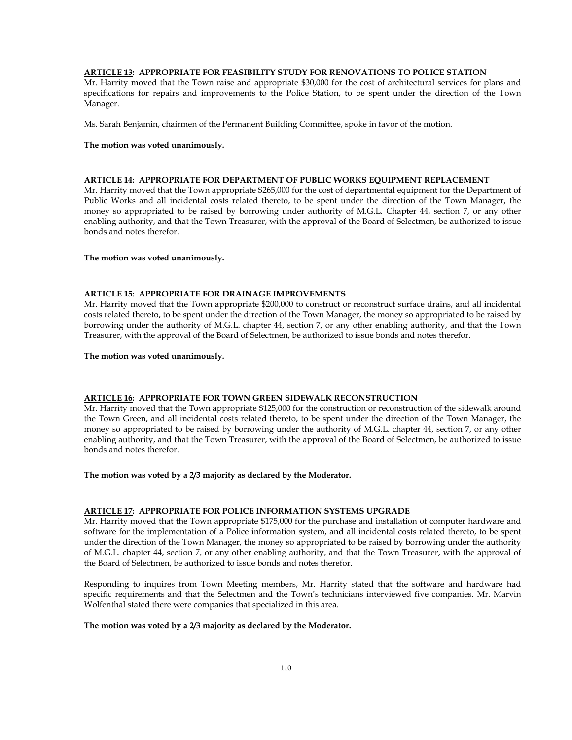**ARTICLE 13: APPROPRIATE FOR FEASIBILITY STUDY FOR RENOVATIONS TO POLICE STATION**

Mr. Harrity moved that the Town raise and appropriate $30,000 for the cost of architectural services for plans and specifications for repairs and improvements to the Police Station, to be spent under the direction of the Town Manager.

Ms. Sarah Benjamin, chairmen of the Permanent Building Committee, spoke in favor of the motion.

**The motion was voted unanimously.**

**ARTICLE 14: APPROPRIATE FOR DEPARTMENT OF PUBLIC WORKS EQUIPMENT REPLACEMENT**

Mr. Harrity moved that the Town appropriate $265,000 for the cost of departmental equipment for the Department of Public Works and all incidental costs related thereto, to be spent under the direction of the Town Manager, the money so appropriated to be raised by borrowing under authority of M.G.L. Chapter 44, section 7, or any other enabling authority, and that the Town Treasurer, with the approval of the Board of Selectmen, be authorized to issue bonds and notes therefor.

**The motion was voted unanimously.**

**ARTICLE 15: APPROPRIATE FOR DRAINAGE IMPROVEMENTS**

Mr. Harrity moved that the Town appropriate $200,000 to construct or reconstruct surface drains, and all incidental costs related thereto, to be spent under the direction of the Town Manager, the money so appropriated to be raised by borrowing under the authority of M.G.L. chapter 44, section 7, or any other enabling authority, and that the Town Treasurer, with the approval of the Board of Selectmen, be authorized to issue bonds and notes therefor.

**The motion was voted unanimously.**

**ARTICLE 16: APPROPRIATE FOR TOWN GREEN SIDEWALK RECONSTRUCTION**

Mr. Harrity moved that the Town appropriate $125,000 for the construction or reconstruction of the sidewalk around the Town Green, and all incidental costs related thereto, to be spent under the direction of the Town Manager, the money so appropriated to be raised by borrowing under the authority of M.G.L. chapter 44, section 7, or any other enabling authority, and that the Town Treasurer, with the approval of the Board of Selectmen, be authorized to issue bonds and notes therefor.

**The motion was voted by a 2/3 majority as declared by the Moderator.**

**ARTICLE 17: APPROPRIATE FOR POLICE INFORMATION SYSTEMS UPGRADE**

Mr. Harrity moved that the Town appropriate $175,000 for the purchase and installation of computer hardware and software for the implementation of a Police information system, and all incidental costs related thereto, to be spent under the direction of the Town Manager, the money so appropriated to be raised by borrowing under the authority of M.G.L. chapter 44, section 7, or any other enabling authority, and that the Town Treasurer, with the approval of the Board of Selectmen, be authorized to issue bonds and notes therefor.

Responding to inquires from Town Meeting members, Mr. Harrity stated that the software and hardware had specific requirements and that the Selectmen and the Town's technicians interviewed five companies. Mr. Marvin Wolfenthal stated there were companies that specialized in this area.

**The motion was voted by a 2/3 majority as declared by the Moderator.**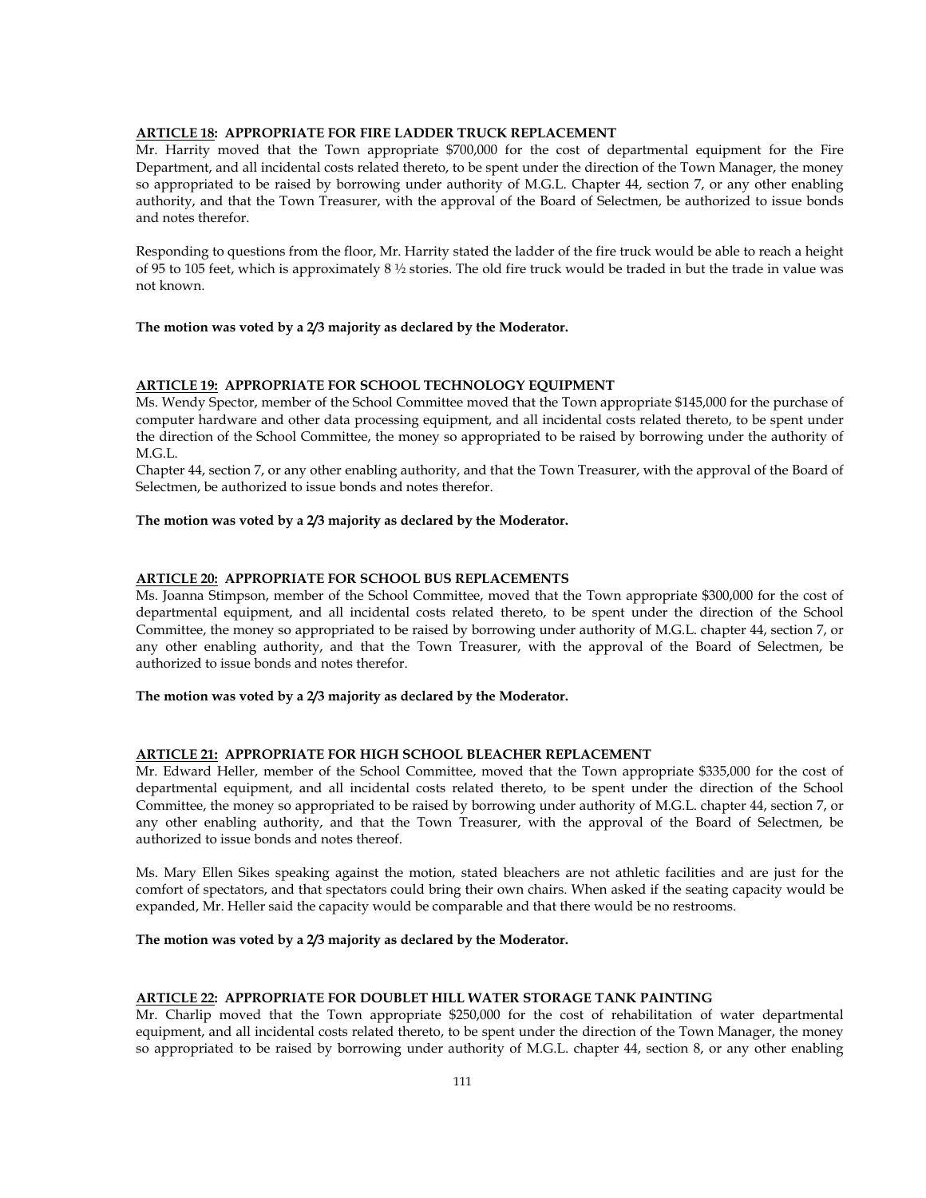**ARTICLE 18: APPROPRIATE FOR FIRE LADDER TRUCK REPLACEMENT**

Mr. Harrity moved that the Town appropriate $700,000 for the cost of departmental equipment for the Fire Department, and all incidental costs related thereto, to be spent under the direction of the Town Manager, the money so appropriated to be raised by borrowing under authority of M.G.L. Chapter 44, section 7, or any other enabling authority, and that the Town Treasurer, with the approval of the Board of Selectmen, be authorized to issue bonds and notes therefor.

Responding to questions from the floor, Mr. Harrity stated the ladder of the fire truck would be able to reach a height of 95 to 105 feet, which is approximately 8 ½ stories. The old fire truck would be traded in but the trade in value was not known.

**The motion was voted by a 2/3 majority as declared by the Moderator.**

**ARTICLE 19: APPROPRIATE FOR SCHOOL TECHNOLOGY EQUIPMENT**

Ms. Wendy Spector, member of the School Committee moved that the Town appropriate $145,000 for the purchase of computer hardware and other data processing equipment, and all incidental costs related thereto, to be spent under the direction of the School Committee, the money so appropriated to be raised by borrowing under the authority of M.G.L.
Chapter 44, section 7, or any other enabling authority, and that the Town Treasurer, with the approval of the Board of Selectmen, be authorized to issue bonds and notes therefor.

**The motion was voted by a 2/3 majority as declared by the Moderator.**

**ARTICLE 20: APPROPRIATE FOR SCHOOL BUS REPLACEMENTS**

Ms. Joanna Stimpson, member of the School Committee, moved that the Town appropriate $300,000 for the cost of departmental equipment, and all incidental costs related thereto, to be spent under the direction of the School Committee, the money so appropriated to be raised by borrowing under authority of M.G.L. chapter 44, section 7, or any other enabling authority, and that the Town Treasurer, with the approval of the Board of Selectmen, be authorized to issue bonds and notes therefor.

**The motion was voted by a 2/3 majority as declared by the Moderator.**

**ARTICLE 21: APPROPRIATE FOR HIGH SCHOOL BLEACHER REPLACEMENT**

Mr. Edward Heller, member of the School Committee, moved that the Town appropriate $335,000 for the cost of departmental equipment, and all incidental costs related thereto, to be spent under the direction of the School Committee, the money so appropriated to be raised by borrowing under authority of M.G.L. chapter 44, section 7, or any other enabling authority, and that the Town Treasurer, with the approval of the Board of Selectmen, be authorized to issue bonds and notes thereof.

Ms. Mary Ellen Sikes speaking against the motion, stated bleachers are not athletic facilities and are just for the comfort of spectators, and that spectators could bring their own chairs. When asked if the seating capacity would be expanded, Mr. Heller said the capacity would be comparable and that there would be no restrooms.

**The motion was voted by a 2/3 majority as declared by the Moderator.**

**ARTICLE 22: APPROPRIATE FOR DOUBLET HILL WATER STORAGE TANK PAINTING**

Mr. Charlip moved that the Town appropriate $250,000 for the cost of rehabilitation of water departmental equipment, and all incidental costs related thereto, to be spent under the direction of the Town Manager, the money so appropriated to be raised by borrowing under authority of M.G.L. chapter 44, section 8, or any other enabling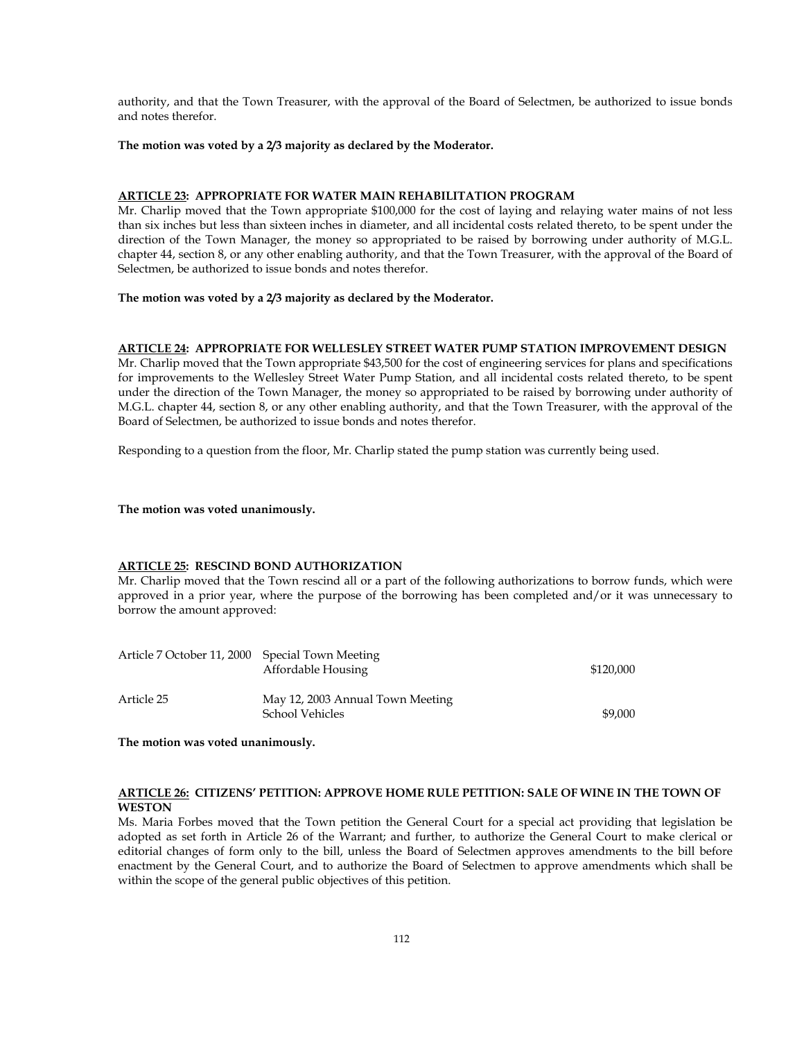authority, and that the Town Treasurer, with the approval of the Board of Selectmen, be authorized to issue bonds and notes therefor.

**The motion was voted by a 2/3 majority as declared by the Moderator.**

**ARTICLE 23: APPROPRIATE FOR WATER MAIN REHABILITATION PROGRAM**

Mr. Charlip moved that the Town appropriate $100,000 for the cost of laying and relaying water mains of not less than six inches but less than sixteen inches in diameter, and all incidental costs related thereto, to be spent under the direction of the Town Manager, the money so appropriated to be raised by borrowing under authority of M.G.L. chapter 44, section 8, or any other enabling authority, and that the Town Treasurer, with the approval of the Board of Selectmen, be authorized to issue bonds and notes therefor.

**The motion was voted by a 2/3 majority as declared by the Moderator.**

**ARTICLE 24: APPROPRIATE FOR WELLESLEY STREET WATER PUMP STATION IMPROVEMENT DESIGN**

Mr. Charlip moved that the Town appropriate $43,500 for the cost of engineering services for plans and specifications for improvements to the Wellesley Street Water Pump Station, and all incidental costs related thereto, to be spent under the direction of the Town Manager, the money so appropriated to be raised by borrowing under authority of M.G.L. chapter 44, section 8, or any other enabling authority, and that the Town Treasurer, with the approval of the Board of Selectmen, be authorized to issue bonds and notes therefor.

Responding to a question from the floor, Mr. Charlip stated the pump station was currently being used.

**The motion was voted unanimously.**

**ARTICLE 25: RESCIND BOND AUTHORIZATION**

Mr. Charlip moved that the Town rescind all or a part of the following authorizations to borrow funds, which were approved in a prior year, where the purpose of the borrowing has been completed and/or it was unnecessary to borrow the amount approved:

| | | |
|---|---|---|
| Article 7 October 11, 2000 | Special Town Meeting<br>Affordable Housing | $120,000 |
| Article 25 | May 12, 2003 Annual Town Meeting<br>School Vehicles | $9,000 |

**The motion was voted unanimously.**

**ARTICLE 26: CITIZENS' PETITION: APPROVE HOME RULE PETITION: SALE OF WINE IN THE TOWN OF WESTON**

Ms. Maria Forbes moved that the Town petition the General Court for a special act providing that legislation be adopted as set forth in Article 26 of the Warrant; and further, to authorize the General Court to make clerical or editorial changes of form only to the bill, unless the Board of Selectmen approves amendments to the bill before enactment by the General Court, and to authorize the Board of Selectmen to approve amendments which shall be within the scope of the general public objectives of this petition.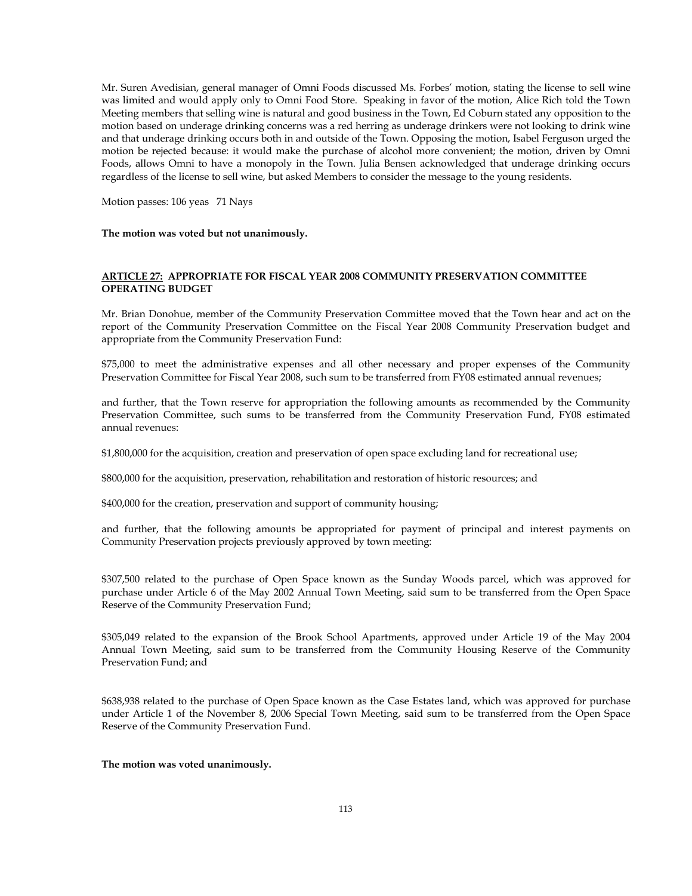Mr. Suren Avedisian, general manager of Omni Foods discussed Ms. Forbes' motion, stating the license to sell wine was limited and would apply only to Omni Food Store. Speaking in favor of the motion, Alice Rich told the Town Meeting members that selling wine is natural and good business in the Town, Ed Coburn stated any opposition to the motion based on underage drinking concerns was a red herring as underage drinkers were not looking to drink wine and that underage drinking occurs both in and outside of the Town. Opposing the motion, Isabel Ferguson urged the motion be rejected because: it would make the purchase of alcohol more convenient; the motion, driven by Omni Foods, allows Omni to have a monopoly in the Town. Julia Bensen acknowledged that underage drinking occurs regardless of the license to sell wine, but asked Members to consider the message to the young residents.

Motion passes: 106 yeas 71 Nays

**The motion was voted but not unanimously.**

**ARTICLE 27: APPROPRIATE FOR FISCAL YEAR 2008 COMMUNITY PRESERVATION COMMITTEE OPERATING BUDGET**

Mr. Brian Donohue, member of the Community Preservation Committee moved that the Town hear and act on the report of the Community Preservation Committee on the Fiscal Year 2008 Community Preservation budget and appropriate from the Community Preservation Fund:

$75,000 to meet the administrative expenses and all other necessary and proper expenses of the Community Preservation Committee for Fiscal Year 2008, such sum to be transferred from FY08 estimated annual revenues;

and further, that the Town reserve for appropriation the following amounts as recommended by the Community Preservation Committee, such sums to be transferred from the Community Preservation Fund, FY08 estimated annual revenues:

$1,800,000 for the acquisition, creation and preservation of open space excluding land for recreational use;

$800,000 for the acquisition, preservation, rehabilitation and restoration of historic resources; and

$400,000 for the creation, preservation and support of community housing;

and further, that the following amounts be appropriated for payment of principal and interest payments on Community Preservation projects previously approved by town meeting:

$307,500 related to the purchase of Open Space known as the Sunday Woods parcel, which was approved for purchase under Article 6 of the May 2002 Annual Town Meeting, said sum to be transferred from the Open Space Reserve of the Community Preservation Fund;

$305,049 related to the expansion of the Brook School Apartments, approved under Article 19 of the May 2004 Annual Town Meeting, said sum to be transferred from the Community Housing Reserve of the Community Preservation Fund; and

$638,938 related to the purchase of Open Space known as the Case Estates land, which was approved for purchase under Article 1 of the November 8, 2006 Special Town Meeting, said sum to be transferred from the Open Space Reserve of the Community Preservation Fund.

**The motion was voted unanimously.**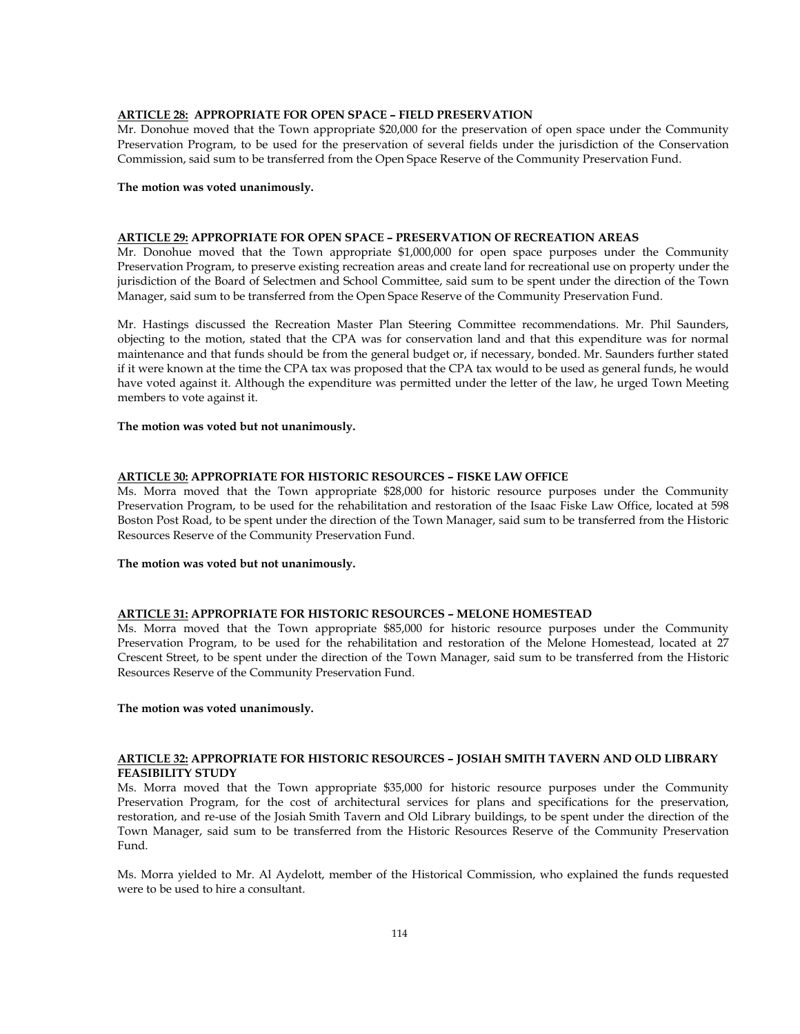**ARTICLE 28: APPROPRIATE FOR OPEN SPACE – FIELD PRESERVATION**

Mr. Donohue moved that the Town appropriate $20,000 for the preservation of open space under the Community Preservation Program, to be used for the preservation of several fields under the jurisdiction of the Conservation Commission, said sum to be transferred from the Open Space Reserve of the Community Preservation Fund.

**The motion was voted unanimously.**

**ARTICLE 29: APPROPRIATE FOR OPEN SPACE – PRESERVATION OF RECREATION AREAS**

Mr. Donohue moved that the Town appropriate $1,000,000 for open space purposes under the Community Preservation Program, to preserve existing recreation areas and create land for recreational use on property under the jurisdiction of the Board of Selectmen and School Committee, said sum to be spent under the direction of the Town Manager, said sum to be transferred from the Open Space Reserve of the Community Preservation Fund.

Mr. Hastings discussed the Recreation Master Plan Steering Committee recommendations. Mr. Phil Saunders, objecting to the motion, stated that the CPA was for conservation land and that this expenditure was for normal maintenance and that funds should be from the general budget or, if necessary, bonded. Mr. Saunders further stated if it were known at the time the CPA tax was proposed that the CPA tax would to be used as general funds, he would have voted against it. Although the expenditure was permitted under the letter of the law, he urged Town Meeting members to vote against it.

**The motion was voted but not unanimously.**

**ARTICLE 30: APPROPRIATE FOR HISTORIC RESOURCES – FISKE LAW OFFICE**

Ms. Morra moved that the Town appropriate $28,000 for historic resource purposes under the Community Preservation Program, to be used for the rehabilitation and restoration of the Isaac Fiske Law Office, located at 598 Boston Post Road, to be spent under the direction of the Town Manager, said sum to be transferred from the Historic Resources Reserve of the Community Preservation Fund.

**The motion was voted but not unanimously.**

**ARTICLE 31: APPROPRIATE FOR HISTORIC RESOURCES – MELONE HOMESTEAD**

Ms. Morra moved that the Town appropriate $85,000 for historic resource purposes under the Community Preservation Program, to be used for the rehabilitation and restoration of the Melone Homestead, located at 27 Crescent Street, to be spent under the direction of the Town Manager, said sum to be transferred from the Historic Resources Reserve of the Community Preservation Fund.

**The motion was voted unanimously.**

**ARTICLE 32: APPROPRIATE FOR HISTORIC RESOURCES – JOSIAH SMITH TAVERN AND OLD LIBRARY FEASIBILITY STUDY**

Ms. Morra moved that the Town appropriate $35,000 for historic resource purposes under the Community Preservation Program, for the cost of architectural services for plans and specifications for the preservation, restoration, and re-use of the Josiah Smith Tavern and Old Library buildings, to be spent under the direction of the Town Manager, said sum to be transferred from the Historic Resources Reserve of the Community Preservation Fund.

Ms. Morra yielded to Mr. Al Aydelott, member of the Historical Commission, who explained the funds requested were to be used to hire a consultant.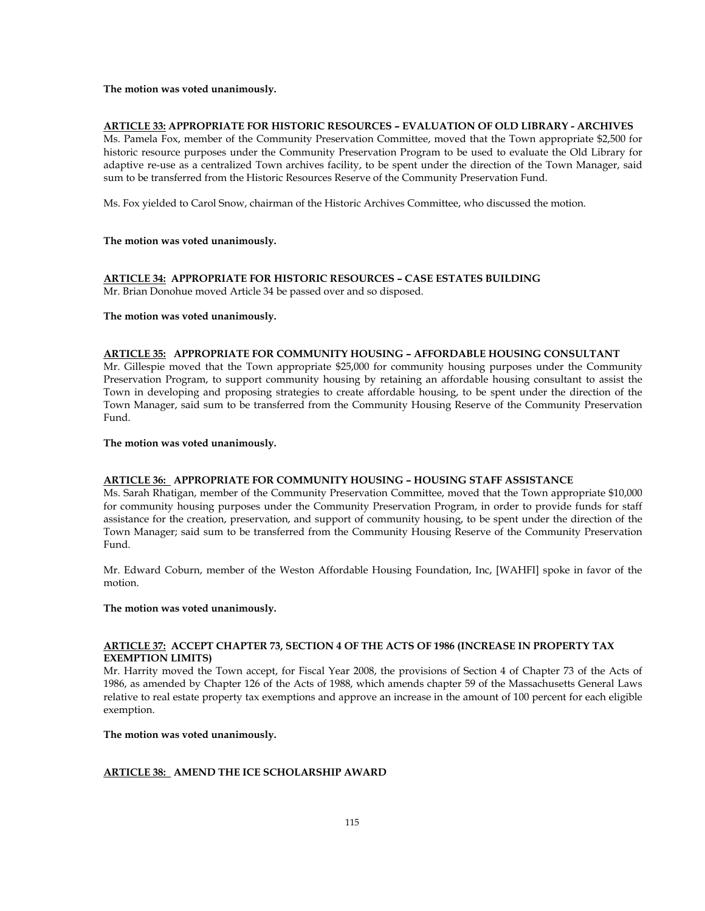**The motion was voted unanimously.**

**ARTICLE 33: APPROPRIATE FOR HISTORIC RESOURCES – EVALUATION OF OLD LIBRARY - ARCHIVES**

Ms. Pamela Fox, member of the Community Preservation Committee, moved that the Town appropriate $2,500 for historic resource purposes under the Community Preservation Program to be used to evaluate the Old Library for adaptive re-use as a centralized Town archives facility, to be spent under the direction of the Town Manager, said sum to be transferred from the Historic Resources Reserve of the Community Preservation Fund.

Ms. Fox yielded to Carol Snow, chairman of the Historic Archives Committee, who discussed the motion.

**The motion was voted unanimously.**

**ARTICLE 34: APPROPRIATE FOR HISTORIC RESOURCES – CASE ESTATES BUILDING**

Mr. Brian Donohue moved Article 34 be passed over and so disposed.

**The motion was voted unanimously.**

**ARTICLE 35: APPROPRIATE FOR COMMUNITY HOUSING – AFFORDABLE HOUSING CONSULTANT**

Mr. Gillespie moved that the Town appropriate $25,000 for community housing purposes under the Community Preservation Program, to support community housing by retaining an affordable housing consultant to assist the Town in developing and proposing strategies to create affordable housing, to be spent under the direction of the Town Manager, said sum to be transferred from the Community Housing Reserve of the Community Preservation Fund.

**The motion was voted unanimously.**

**ARTICLE 36: APPROPRIATE FOR COMMUNITY HOUSING – HOUSING STAFF ASSISTANCE**

Ms. Sarah Rhatigan, member of the Community Preservation Committee, moved that the Town appropriate $10,000 for community housing purposes under the Community Preservation Program, in order to provide funds for staff assistance for the creation, preservation, and support of community housing, to be spent under the direction of the Town Manager; said sum to be transferred from the Community Housing Reserve of the Community Preservation Fund.

Mr. Edward Coburn, member of the Weston Affordable Housing Foundation, Inc, [WAHFI] spoke in favor of the motion.

**The motion was voted unanimously.**

**ARTICLE 37: ACCEPT CHAPTER 73, SECTION 4 OF THE ACTS OF 1986 (INCREASE IN PROPERTY TAX EXEMPTION LIMITS)**

Mr. Harrity moved the Town accept, for Fiscal Year 2008, the provisions of Section 4 of Chapter 73 of the Acts of 1986, as amended by Chapter 126 of the Acts of 1988, which amends chapter 59 of the Massachusetts General Laws relative to real estate property tax exemptions and approve an increase in the amount of 100 percent for each eligible exemption.

**The motion was voted unanimously.**

**ARTICLE 38: AMEND THE ICE SCHOLARSHIP AWARD**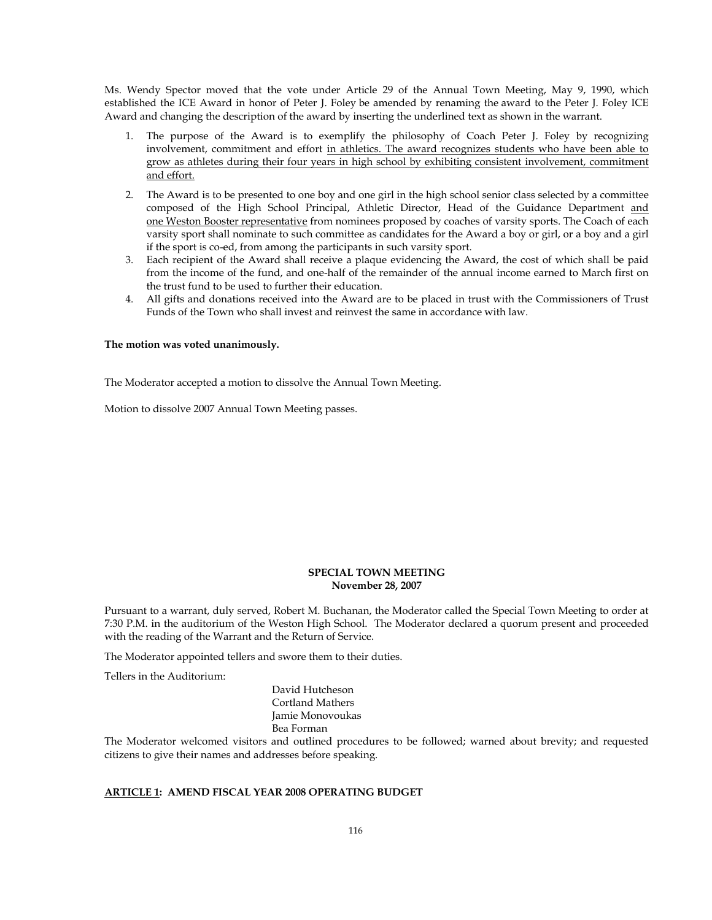Ms. Wendy Spector moved that the vote under Article 29 of the Annual Town Meeting, May 9, 1990, which established the ICE Award in honor of Peter J. Foley be amended by renaming the award to the Peter J. Foley ICE Award and changing the description of the award by inserting the underlined text as shown in the warrant.

1. The purpose of the Award is to exemplify the philosophy of Coach Peter J. Foley by recognizing involvement, commitment and effort <u>in athletics. The award recognizes students who have been able to grow as athletes during their four years in high school by exhibiting consistent involvement, commitment and effort.</u>
2. The Award is to be presented to one boy and one girl in the high school senior class selected by a committee composed of the High School Principal, Athletic Director, Head of the Guidance Department <u>and one Weston Booster representative</u> from nominees proposed by coaches of varsity sports. The Coach of each varsity sport shall nominate to such committee as candidates for the Award a boy or girl, or a boy and a girl if the sport is co-ed, from among the participants in such varsity sport.
3. Each recipient of the Award shall receive a plaque evidencing the Award, the cost of which shall be paid from the income of the fund, and one-half of the remainder of the annual income earned to March first on the trust fund to be used to further their education.
4. All gifts and donations received into the Award are to be placed in trust with the Commissioners of Trust Funds of the Town who shall invest and reinvest the same in accordance with law.

**The motion was voted unanimously.**

The Moderator accepted a motion to dissolve the Annual Town Meeting.

Motion to dissolve 2007 Annual Town Meeting passes.

## SPECIAL TOWN MEETING
### November 28, 2007

Pursuant to a warrant, duly served, Robert M. Buchanan, the Moderator called the Special Town Meeting to order at 7:30 P.M. in the auditorium of the Weston High School. The Moderator declared a quorum present and proceeded with the reading of the Warrant and the Return of Service.

The Moderator appointed tellers and swore them to their duties.

Tellers in the Auditorium:

David Hutcheson
Cortland Mathers
Jamie Monovoukas
Bea Forman

The Moderator welcomed visitors and outlined procedures to be followed; warned about brevity; and requested citizens to give their names and addresses before speaking.

**<u>ARTICLE 1</u>: AMEND FISCAL YEAR 2008 OPERATING BUDGET**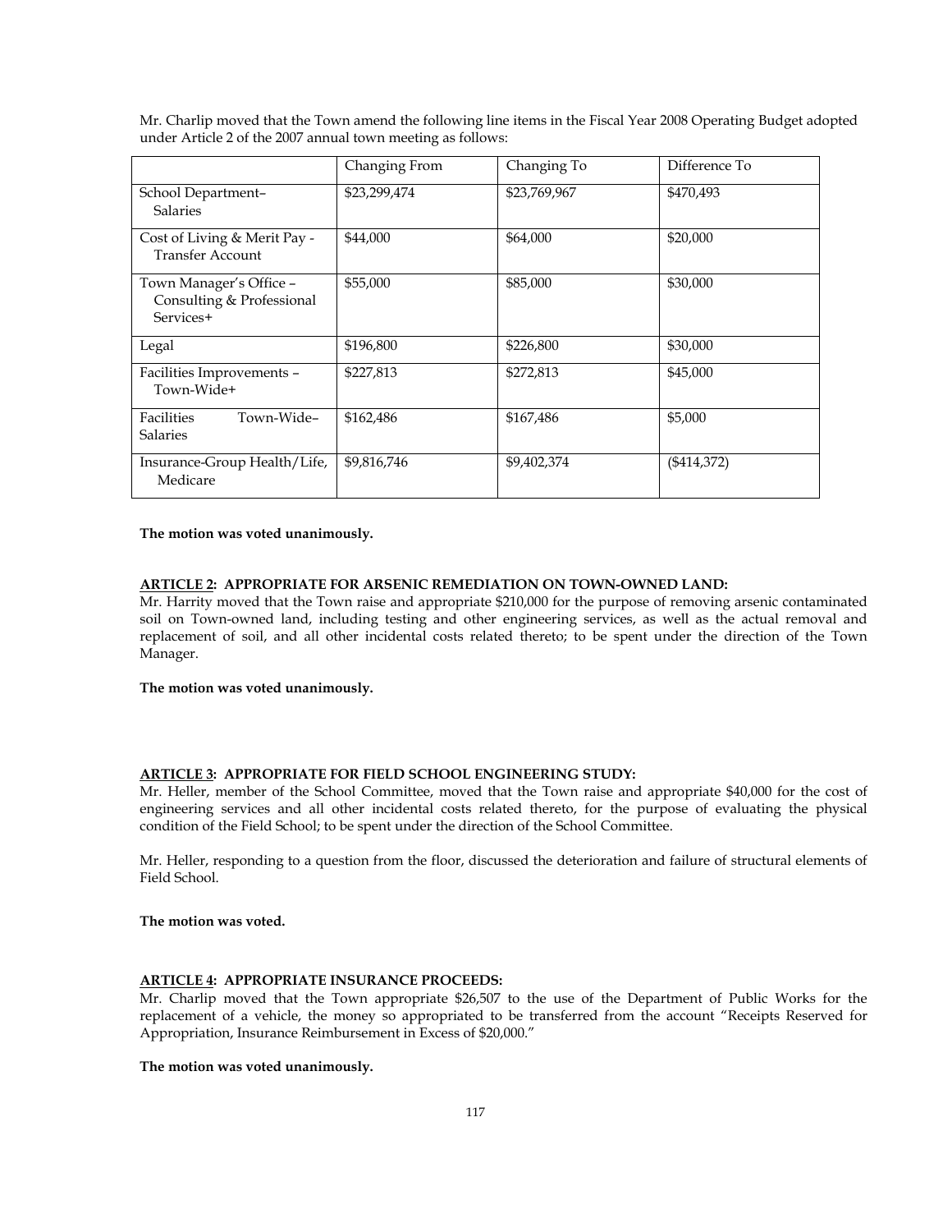Mr. Charlip moved that the Town amend the following line items in the Fiscal Year 2008 Operating Budget adopted under Article 2 of the 2007 annual town meeting as follows:

| | Changing From | Changing To | Difference To |
|---|---|---|---|
| School Department– Salaries | $23,299,474 | $23,769,967 | $470,493 |
| Cost of Living & Merit Pay - Transfer Account | $44,000 | $64,000 | $20,000 |
| Town Manager's Office – Consulting & Professional Services+ | $55,000 | $85,000 | $30,000 |
| Legal | $196,800 | $226,800 | $30,000 |
| Facilities Improvements – Town-Wide+ | $227,813 | $272,813 | $45,000 |
| Facilities Town-Wide– Salaries | $162,486 | $167,486 | $5,000 |
| Insurance-Group Health/Life, Medicare | $9,816,746 | $9,402,374 | ($414,372) |

**The motion was voted unanimously.**

**ARTICLE 2: APPROPRIATE FOR ARSENIC REMEDIATION ON TOWN-OWNED LAND:**

Mr. Harrity moved that the Town raise and appropriate $210,000 for the purpose of removing arsenic contaminated soil on Town-owned land, including testing and other engineering services, as well as the actual removal and replacement of soil, and all other incidental costs related thereto; to be spent under the direction of the Town Manager.

**The motion was voted unanimously.**

**ARTICLE 3: APPROPRIATE FOR FIELD SCHOOL ENGINEERING STUDY:**

Mr. Heller, member of the School Committee, moved that the Town raise and appropriate $40,000 for the cost of engineering services and all other incidental costs related thereto, for the purpose of evaluating the physical condition of the Field School; to be spent under the direction of the School Committee.

Mr. Heller, responding to a question from the floor, discussed the deterioration and failure of structural elements of Field School.

**The motion was voted.**

**ARTICLE 4: APPROPRIATE INSURANCE PROCEEDS:**

Mr. Charlip moved that the Town appropriate $26,507 to the use of the Department of Public Works for the replacement of a vehicle, the money so appropriated to be transferred from the account "Receipts Reserved for Appropriation, Insurance Reimbursement in Excess of $20,000."

**The motion was voted unanimously.**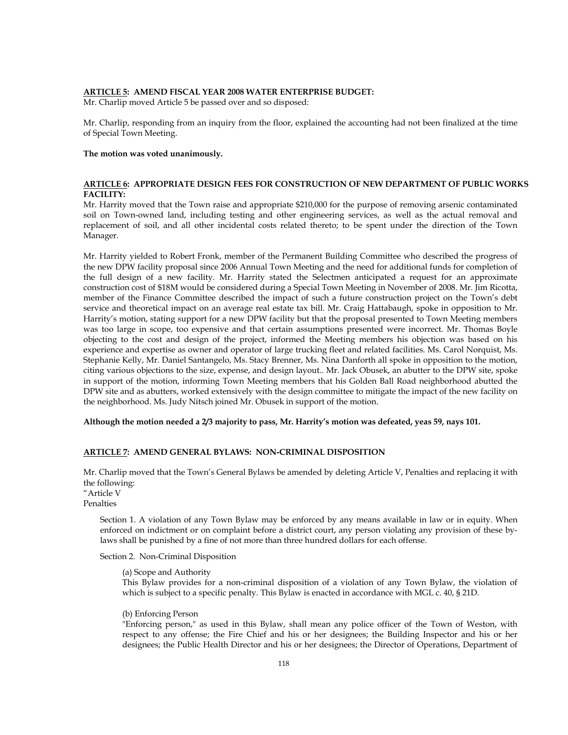**ARTICLE 5: AMEND FISCAL YEAR 2008 WATER ENTERPRISE BUDGET:**
Mr. Charlip moved Article 5 be passed over and so disposed:

Mr. Charlip, responding from an inquiry from the floor, explained the accounting had not been finalized at the time of Special Town Meeting.

**The motion was voted unanimously.**

**ARTICLE 6: APPROPRIATE DESIGN FEES FOR CONSTRUCTION OF NEW DEPARTMENT OF PUBLIC WORKS FACILITY:**
Mr. Harrity moved that the Town raise and appropriate $210,000 for the purpose of removing arsenic contaminated soil on Town-owned land, including testing and other engineering services, as well as the actual removal and replacement of soil, and all other incidental costs related thereto; to be spent under the direction of the Town Manager.

Mr. Harrity yielded to Robert Fronk, member of the Permanent Building Committee who described the progress of the new DPW facility proposal since 2006 Annual Town Meeting and the need for additional funds for completion of the full design of a new facility. Mr. Harrity stated the Selectmen anticipated a request for an approximate construction cost of $18M would be considered during a Special Town Meeting in November of 2008. Mr. Jim Ricotta, member of the Finance Committee described the impact of such a future construction project on the Town's debt service and theoretical impact on an average real estate tax bill. Mr. Craig Hattabaugh, spoke in opposition to Mr. Harrity's motion, stating support for a new DPW facility but that the proposal presented to Town Meeting members was too large in scope, too expensive and that certain assumptions presented were incorrect. Mr. Thomas Boyle objecting to the cost and design of the project, informed the Meeting members his objection was based on his experience and expertise as owner and operator of large trucking fleet and related facilities. Ms. Carol Norquist, Ms. Stephanie Kelly, Mr. Daniel Santangelo, Ms. Stacy Brenner, Ms. Nina Danforth all spoke in opposition to the motion, citing various objections to the size, expense, and design layout.. Mr. Jack Obusek, an abutter to the DPW site, spoke in support of the motion, informing Town Meeting members that his Golden Ball Road neighborhood abutted the DPW site and as abutters, worked extensively with the design committee to mitigate the impact of the new facility on the neighborhood. Ms. Judy Nitsch joined Mr. Obusek in support of the motion.

**Although the motion needed a 2/3 majority to pass, Mr. Harrity's motion was defeated, yeas 59, nays 101.**

**ARTICLE 7: AMEND GENERAL BYLAWS: NON-CRIMINAL DISPOSITION**

Mr. Charlip moved that the Town's General Bylaws be amended by deleting Article V, Penalties and replacing it with the following:
"Article V
Penalties

> Section 1. A violation of any Town Bylaw may be enforced by any means available in law or in equity. When enforced on indictment or on complaint before a district court, any person violating any provision of these by-laws shall be punished by a fine of not more than three hundred dollars for each offense.
>
> Section 2. Non-Criminal Disposition
>
> (a) Scope and Authority
> This Bylaw provides for a non-criminal disposition of a violation of any Town Bylaw, the violation of which is subject to a specific penalty. This Bylaw is enacted in accordance with MGL c. 40, § 21D.
>
> (b) Enforcing Person
> "Enforcing person," as used in this Bylaw, shall mean any police officer of the Town of Weston, with respect to any offense; the Fire Chief and his or her designees; the Building Inspector and his or her designees; the Public Health Director and his or her designees; the Director of Operations, Department of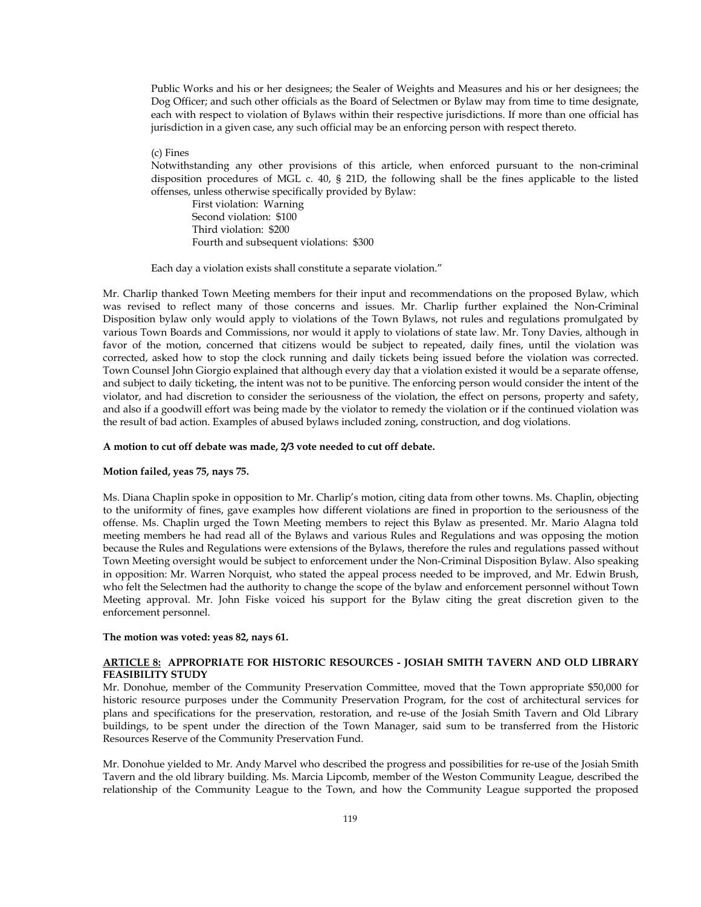Public Works and his or her designees; the Sealer of Weights and Measures and his or her designees; the Dog Officer; and such other officials as the Board of Selectmen or Bylaw may from time to time designate, each with respect to violation of Bylaws within their respective jurisdictions. If more than one official has jurisdiction in a given case, any such official may be an enforcing person with respect thereto.

(c) Fines

Notwithstanding any other provisions of this article, when enforced pursuant to the non-criminal disposition procedures of MGL c. 40, § 21D, the following shall be the fines applicable to the listed offenses, unless otherwise specifically provided by Bylaw:

First violation: Warning
Second violation: $100
Third violation: $200
Fourth and subsequent violations: $300

Each day a violation exists shall constitute a separate violation."

Mr. Charlip thanked Town Meeting members for their input and recommendations on the proposed Bylaw, which was revised to reflect many of those concerns and issues. Mr. Charlip further explained the Non-Criminal Disposition bylaw only would apply to violations of the Town Bylaws, not rules and regulations promulgated by various Town Boards and Commissions, nor would it apply to violations of state law. Mr. Tony Davies, although in favor of the motion, concerned that citizens would be subject to repeated, daily fines, until the violation was corrected, asked how to stop the clock running and daily tickets being issued before the violation was corrected. Town Counsel John Giorgio explained that although every day that a violation existed it would be a separate offense, and subject to daily ticketing, the intent was not to be punitive. The enforcing person would consider the intent of the violator, and had discretion to consider the seriousness of the violation, the effect on persons, property and safety, and also if a goodwill effort was being made by the violator to remedy the violation or if the continued violation was the result of bad action. Examples of abused bylaws included zoning, construction, and dog violations.

**A motion to cut off debate was made, 2/3 vote needed to cut off debate.**

**Motion failed, yeas 75, nays 75.**

Ms. Diana Chaplin spoke in opposition to Mr. Charlip's motion, citing data from other towns. Ms. Chaplin, objecting to the uniformity of fines, gave examples how different violations are fined in proportion to the seriousness of the offense. Ms. Chaplin urged the Town Meeting members to reject this Bylaw as presented. Mr. Mario Alagna told meeting members he had read all of the Bylaws and various Rules and Regulations and was opposing the motion because the Rules and Regulations were extensions of the Bylaws, therefore the rules and regulations passed without Town Meeting oversight would be subject to enforcement under the Non-Criminal Disposition Bylaw. Also speaking in opposition: Mr. Warren Norquist, who stated the appeal process needed to be improved, and Mr. Edwin Brush, who felt the Selectmen had the authority to change the scope of the bylaw and enforcement personnel without Town Meeting approval. Mr. John Fiske voiced his support for the Bylaw citing the great discretion given to the enforcement personnel.

**The motion was voted: yeas 82, nays 61.**

**<u>ARTICLE 8:</u> APPROPRIATE FOR HISTORIC RESOURCES - JOSIAH SMITH TAVERN AND OLD LIBRARY FEASIBILITY STUDY**

Mr. Donohue, member of the Community Preservation Committee, moved that the Town appropriate $50,000 for historic resource purposes under the Community Preservation Program, for the cost of architectural services for plans and specifications for the preservation, restoration, and re-use of the Josiah Smith Tavern and Old Library buildings, to be spent under the direction of the Town Manager, said sum to be transferred from the Historic Resources Reserve of the Community Preservation Fund.

Mr. Donohue yielded to Mr. Andy Marvel who described the progress and possibilities for re-use of the Josiah Smith Tavern and the old library building. Ms. Marcia Lipcomb, member of the Weston Community League, described the relationship of the Community League to the Town, and how the Community League supported the proposed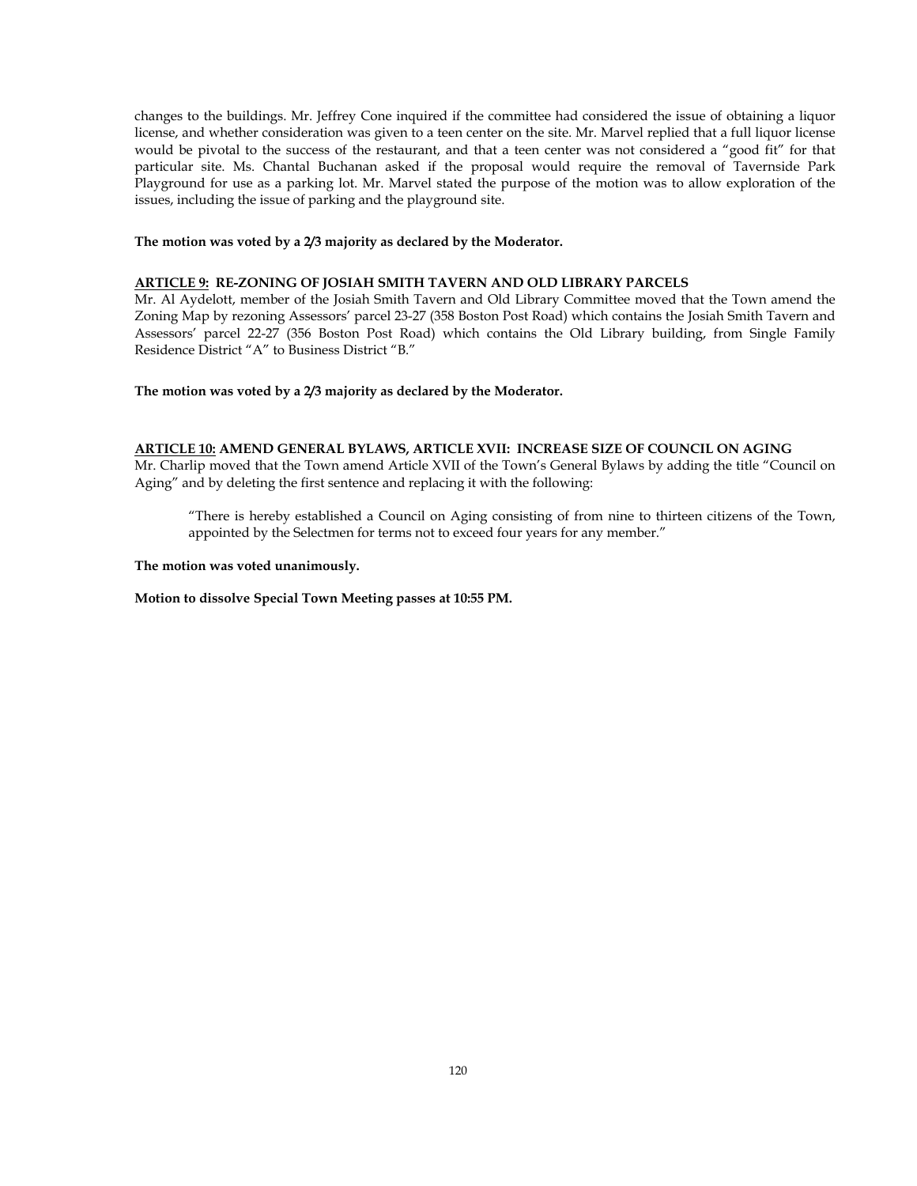changes to the buildings. Mr. Jeffrey Cone inquired if the committee had considered the issue of obtaining a liquor license, and whether consideration was given to a teen center on the site. Mr. Marvel replied that a full liquor license would be pivotal to the success of the restaurant, and that a teen center was not considered a "good fit" for that particular site. Ms. Chantal Buchanan asked if the proposal would require the removal of Tavernside Park Playground for use as a parking lot. Mr. Marvel stated the purpose of the motion was to allow exploration of the issues, including the issue of parking and the playground site.

**The motion was voted by a 2/3 majority as declared by the Moderator.**

**<u>ARTICLE 9:</u> RE-ZONING OF JOSIAH SMITH TAVERN AND OLD LIBRARY PARCELS**

Mr. Al Aydelott, member of the Josiah Smith Tavern and Old Library Committee moved that the Town amend the Zoning Map by rezoning Assessors' parcel 23-27 (358 Boston Post Road) which contains the Josiah Smith Tavern and Assessors' parcel 22-27 (356 Boston Post Road) which contains the Old Library building, from Single Family Residence District "A" to Business District "B."

**The motion was voted by a 2/3 majority as declared by the Moderator.**

**<u>ARTICLE 10:</u> AMEND GENERAL BYLAWS, ARTICLE XVII: INCREASE SIZE OF COUNCIL ON AGING**

Mr. Charlip moved that the Town amend Article XVII of the Town's General Bylaws by adding the title "Council on Aging" and by deleting the first sentence and replacing it with the following:

> "There is hereby established a Council on Aging consisting of from nine to thirteen citizens of the Town, appointed by the Selectmen for terms not to exceed four years for any member."

**The motion was voted unanimously.**

**Motion to dissolve Special Town Meeting passes at 10:55 PM.**